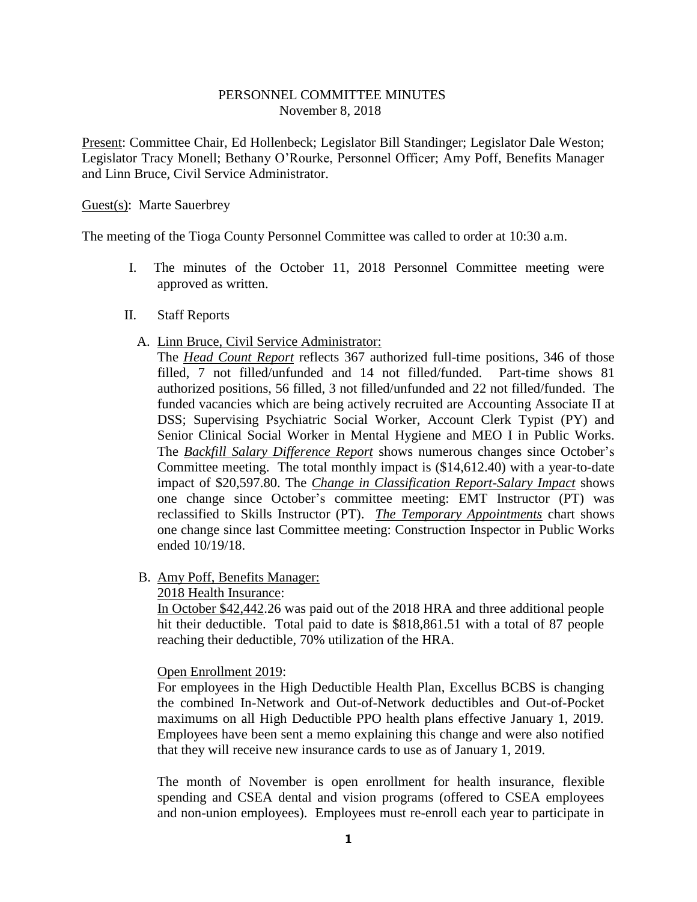# PERSONNEL COMMITTEE MINUTES
November 8, 2018

Present: Committee Chair, Ed Hollenbeck; Legislator Bill Standinger; Legislator Dale Weston; Legislator Tracy Monell; Bethany O'Rourke, Personnel Officer; Amy Poff, Benefits Manager and Linn Bruce, Civil Service Administrator.

Guest(s): Marte Sauerbrey

The meeting of the Tioga County Personnel Committee was called to order at 10:30 a.m.

I. The minutes of the October 11, 2018 Personnel Committee meeting were approved as written.

II. Staff Reports

A. Linn Bruce, Civil Service Administrator:

The ***Head Count Report*** reflects 367 authorized full-time positions, 346 of those filled, 7 not filled/unfunded and 14 not filled/funded. Part-time shows 81 authorized positions, 56 filled, 3 not filled/unfunded and 22 not filled/funded. The funded vacancies which are being actively recruited are Accounting Associate II at DSS; Supervising Psychiatric Social Worker, Account Clerk Typist (PY) and Senior Clinical Social Worker in Mental Hygiene and MEO I in Public Works. The ***Backfill Salary Difference Report*** shows numerous changes since October's Committee meeting. The total monthly impact is ($14,612.40) with a year-to-date impact of $20,597.80. The ***Change in Classification Report-Salary Impact*** shows one change since October's committee meeting: EMT Instructor (PT) was reclassified to Skills Instructor (PT). ***The Temporary Appointments*** chart shows one change since last Committee meeting: Construction Inspector in Public Works ended 10/19/18.

B. Amy Poff, Benefits Manager:

2018 Health Insurance:

In October $42,442.26 was paid out of the 2018 HRA and three additional people hit their deductible. Total paid to date is $818,861.51 with a total of 87 people reaching their deductible, 70% utilization of the HRA.

Open Enrollment 2019:

For employees in the High Deductible Health Plan, Excellus BCBS is changing the combined In-Network and Out-of-Network deductibles and Out-of-Pocket maximums on all High Deductible PPO health plans effective January 1, 2019. Employees have been sent a memo explaining this change and were also notified that they will receive new insurance cards to use as of January 1, 2019.

The month of November is open enrollment for health insurance, flexible spending and CSEA dental and vision programs (offered to CSEA employees and non-union employees). Employees must re-enroll each year to participate in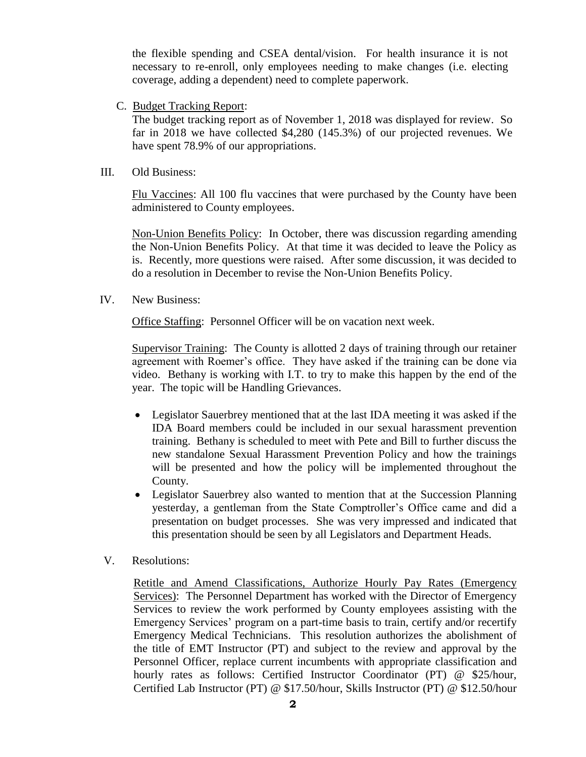the flexible spending and CSEA dental/vision. For health insurance it is not necessary to re-enroll, only employees needing to make changes (i.e. electing coverage, adding a dependent) need to complete paperwork.

C. Budget Tracking Report:

The budget tracking report as of November 1, 2018 was displayed for review. So far in 2018 we have collected $4,280 (145.3%) of our projected revenues. We have spent 78.9% of our appropriations.

## III. Old Business:

Flu Vaccines: All 100 flu vaccines that were purchased by the County have been administered to County employees.

Non-Union Benefits Policy: In October, there was discussion regarding amending the Non-Union Benefits Policy. At that time it was decided to leave the Policy as is. Recently, more questions were raised. After some discussion, it was decided to do a resolution in December to revise the Non-Union Benefits Policy.

## IV. New Business:

Office Staffing: Personnel Officer will be on vacation next week.

Supervisor Training: The County is allotted 2 days of training through our retainer agreement with Roemer's office. They have asked if the training can be done via video. Bethany is working with I.T. to try to make this happen by the end of the year. The topic will be Handling Grievances.

- Legislator Sauerbrey mentioned that at the last IDA meeting it was asked if the IDA Board members could be included in our sexual harassment prevention training. Bethany is scheduled to meet with Pete and Bill to further discuss the new standalone Sexual Harassment Prevention Policy and how the trainings will be presented and how the policy will be implemented throughout the County.
- Legislator Sauerbrey also wanted to mention that at the Succession Planning yesterday, a gentleman from the State Comptroller's Office came and did a presentation on budget processes. She was very impressed and indicated that this presentation should be seen by all Legislators and Department Heads.

## V. Resolutions:

Retitle and Amend Classifications, Authorize Hourly Pay Rates (Emergency Services): The Personnel Department has worked with the Director of Emergency Services to review the work performed by County employees assisting with the Emergency Services' program on a part-time basis to train, certify and/or recertify Emergency Medical Technicians. This resolution authorizes the abolishment of the title of EMT Instructor (PT) and subject to the review and approval by the Personnel Officer, replace current incumbents with appropriate classification and hourly rates as follows: Certified Instructor Coordinator (PT) @ $25/hour, Certified Lab Instructor (PT) @ $17.50/hour, Skills Instructor (PT) @ $12.50/hour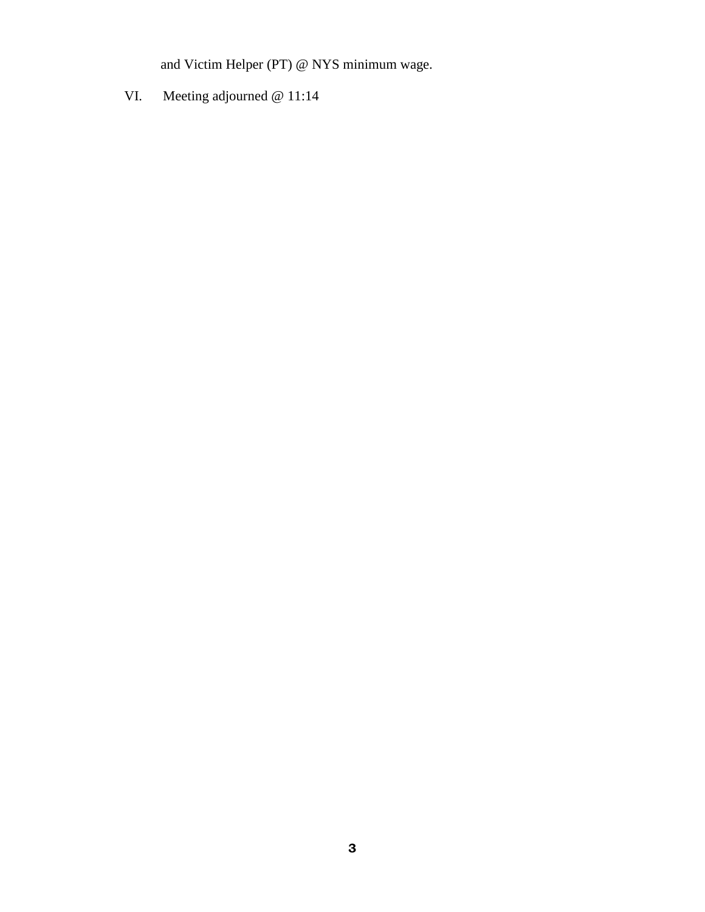and Victim Helper (PT) @ NYS minimum wage.

VI. Meeting adjourned @ 11:14